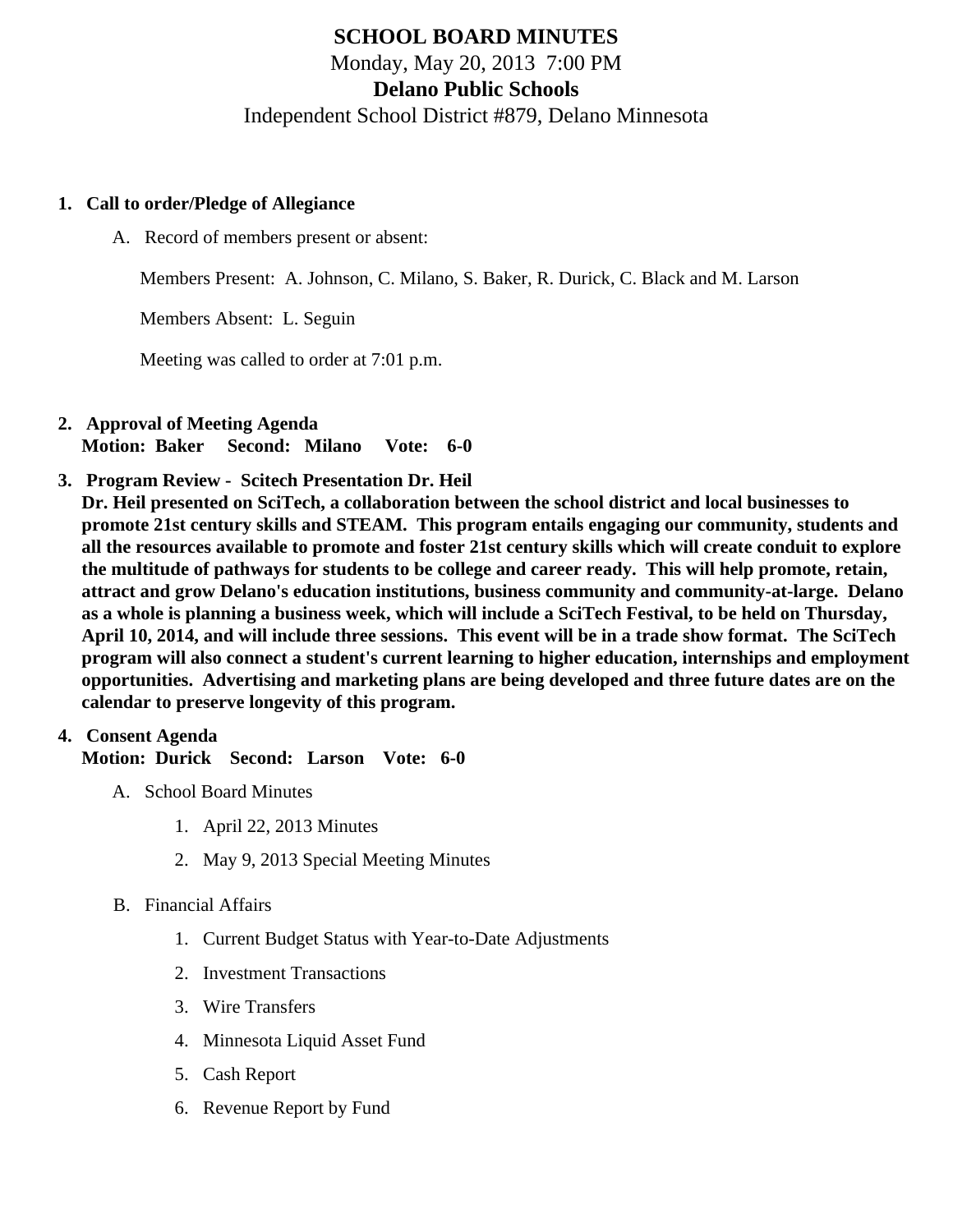# SCHOOL BOARD MINUTES

Monday, May 20, 2013 7:00 PM

**Delano Public Schools**

Independent School District #879, Delano Minnesota

1. **Call to order/Pledge of Allegiance**

   A. Record of members present or absent:

   Members Present: A. Johnson, C. Milano, S. Baker, R. Durick, C. Black and M. Larson

   Members Absent: L. Seguin

   Meeting was called to order at 7:01 p.m.

2. **Approval of Meeting Agenda**
   **Motion: Baker Second: Milano Vote: 6-0**

3. **Program Review - Scitech Presentation Dr. Heil**
   **Dr. Heil presented on SciTech, a collaboration between the school district and local businesses to promote 21st century skills and STEAM. This program entails engaging our community, students and all the resources available to promote and foster 21st century skills which will create conduit to explore the multitude of pathways for students to be college and career ready. This will help promote, retain, attract and grow Delano's education institutions, business community and community-at-large. Delano as a whole is planning a business week, which will include a SciTech Festival, to be held on Thursday, April 10, 2014, and will include three sessions. This event will be in a trade show format. The SciTech program will also connect a student's current learning to higher education, internships and employment opportunities. Advertising and marketing plans are being developed and three future dates are on the calendar to preserve longevity of this program.**

4. **Consent Agenda**
   **Motion: Durick Second: Larson Vote: 6-0**

   A. School Board Minutes

      1. April 22, 2013 Minutes
      2. May 9, 2013 Special Meeting Minutes

   B. Financial Affairs

      1. Current Budget Status with Year-to-Date Adjustments
      2. Investment Transactions
      3. Wire Transfers
      4. Minnesota Liquid Asset Fund
      5. Cash Report
      6. Revenue Report by Fund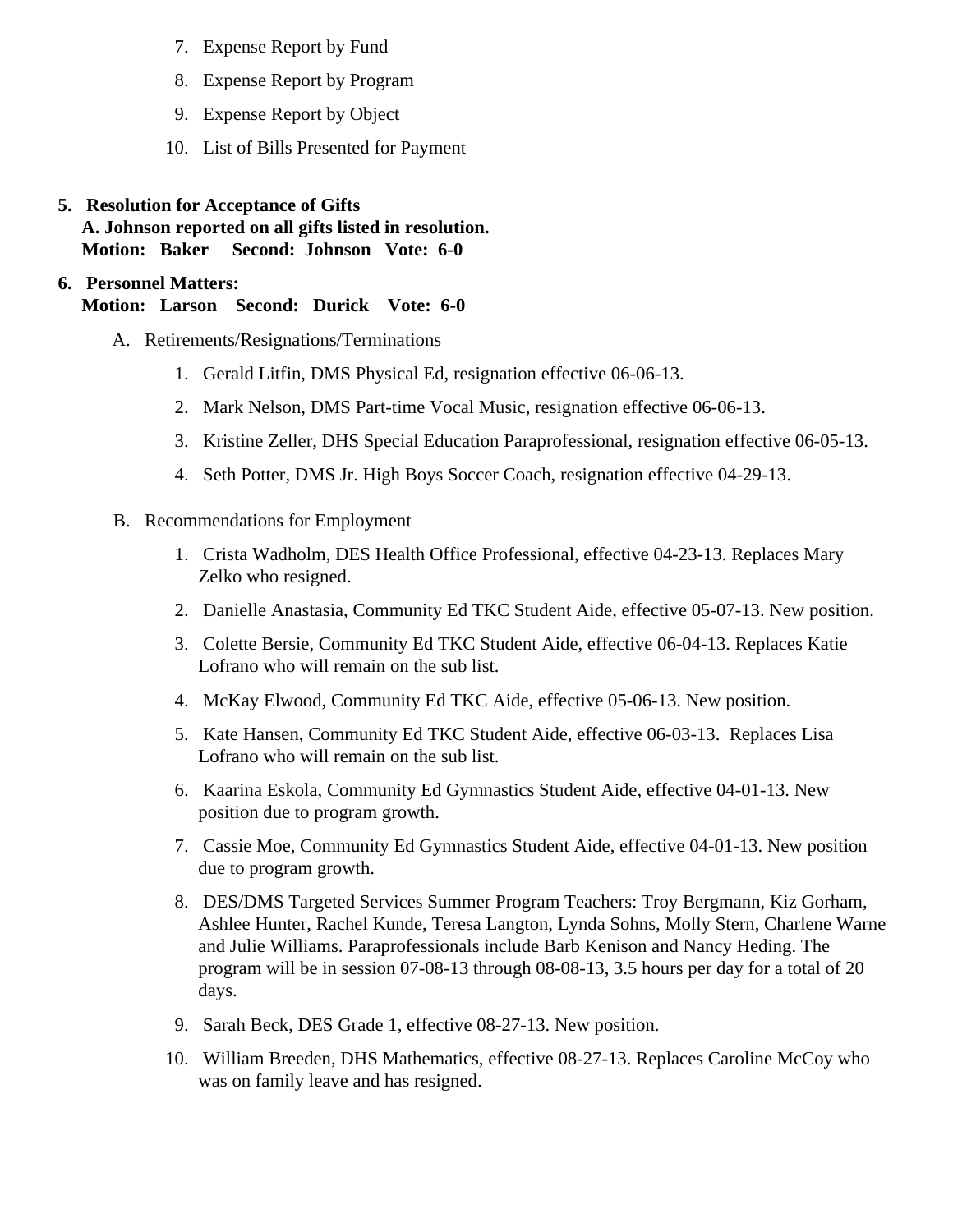7. Expense Report by Fund
8. Expense Report by Program
9. Expense Report by Object
10. List of Bills Presented for Payment

**5. Resolution for Acceptance of Gifts**
**A. Johnson reported on all gifts listed in resolution.**
**Motion: Baker Second: Johnson Vote: 6-0**

**6. Personnel Matters:**
**Motion: Larson Second: Durick Vote: 6-0**

A. Retirements/Resignations/Terminations

1. Gerald Litfin, DMS Physical Ed, resignation effective 06-06-13.
2. Mark Nelson, DMS Part-time Vocal Music, resignation effective 06-06-13.
3. Kristine Zeller, DHS Special Education Paraprofessional, resignation effective 06-05-13.
4. Seth Potter, DMS Jr. High Boys Soccer Coach, resignation effective 04-29-13.

B. Recommendations for Employment

1. Crista Wadholm, DES Health Office Professional, effective 04-23-13. Replaces Mary Zelko who resigned.
2. Danielle Anastasia, Community Ed TKC Student Aide, effective 05-07-13. New position.
3. Colette Bersie, Community Ed TKC Student Aide, effective 06-04-13. Replaces Katie Lofrano who will remain on the sub list.
4. McKay Elwood, Community Ed TKC Aide, effective 05-06-13. New position.
5. Kate Hansen, Community Ed TKC Student Aide, effective 06-03-13. Replaces Lisa Lofrano who will remain on the sub list.
6. Kaarina Eskola, Community Ed Gymnastics Student Aide, effective 04-01-13. New position due to program growth.
7. Cassie Moe, Community Ed Gymnastics Student Aide, effective 04-01-13. New position due to program growth.
8. DES/DMS Targeted Services Summer Program Teachers: Troy Bergmann, Kiz Gorham, Ashlee Hunter, Rachel Kunde, Teresa Langton, Lynda Sohns, Molly Stern, Charlene Warne and Julie Williams. Paraprofessionals include Barb Kenison and Nancy Heding. The program will be in session 07-08-13 through 08-08-13, 3.5 hours per day for a total of 20 days.
9. Sarah Beck, DES Grade 1, effective 08-27-13. New position.
10. William Breeden, DHS Mathematics, effective 08-27-13. Replaces Caroline McCoy who was on family leave and has resigned.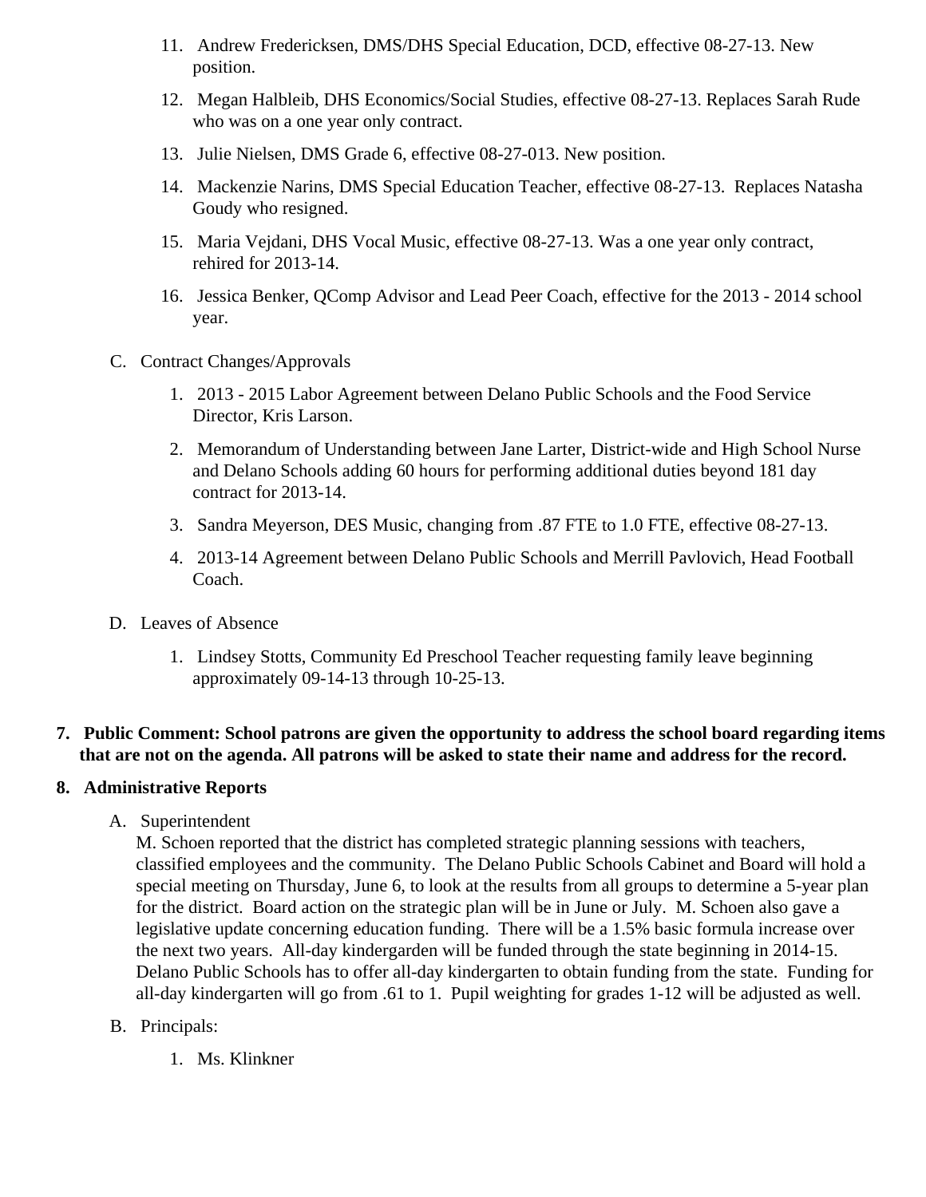11. Andrew Fredericksen, DMS/DHS Special Education, DCD, effective 08-27-13. New position.
12. Megan Halbleib, DHS Economics/Social Studies, effective 08-27-13. Replaces Sarah Rude who was on a one year only contract.
13. Julie Nielsen, DMS Grade 6, effective 08-27-013. New position.
14. Mackenzie Narins, DMS Special Education Teacher, effective 08-27-13. Replaces Natasha Goudy who resigned.
15. Maria Vejdani, DHS Vocal Music, effective 08-27-13. Was a one year only contract, rehired for 2013-14.
16. Jessica Benker, QComp Advisor and Lead Peer Coach, effective for the 2013 - 2014 school year.

C. Contract Changes/Approvals

1. 2013 - 2015 Labor Agreement between Delano Public Schools and the Food Service Director, Kris Larson.
2. Memorandum of Understanding between Jane Larter, District-wide and High School Nurse and Delano Schools adding 60 hours for performing additional duties beyond 181 day contract for 2013-14.
3. Sandra Meyerson, DES Music, changing from .87 FTE to 1.0 FTE, effective 08-27-13.
4. 2013-14 Agreement between Delano Public Schools and Merrill Pavlovich, Head Football Coach.

D. Leaves of Absence

1. Lindsey Stotts, Community Ed Preschool Teacher requesting family leave beginning approximately 09-14-13 through 10-25-13.

**7. Public Comment: School patrons are given the opportunity to address the school board regarding items that are not on the agenda. All patrons will be asked to state their name and address for the record.**

**8. Administrative Reports**

A. Superintendent

M. Schoen reported that the district has completed strategic planning sessions with teachers, classified employees and the community. The Delano Public Schools Cabinet and Board will hold a special meeting on Thursday, June 6, to look at the results from all groups to determine a 5-year plan for the district. Board action on the strategic plan will be in June or July. M. Schoen also gave a legislative update concerning education funding. There will be a 1.5% basic formula increase over the next two years. All-day kindergarden will be funded through the state beginning in 2014-15. Delano Public Schools has to offer all-day kindergarten to obtain funding from the state. Funding for all-day kindergarten will go from .61 to 1. Pupil weighting for grades 1-12 will be adjusted as well.

B. Principals:

1. Ms. Klinkner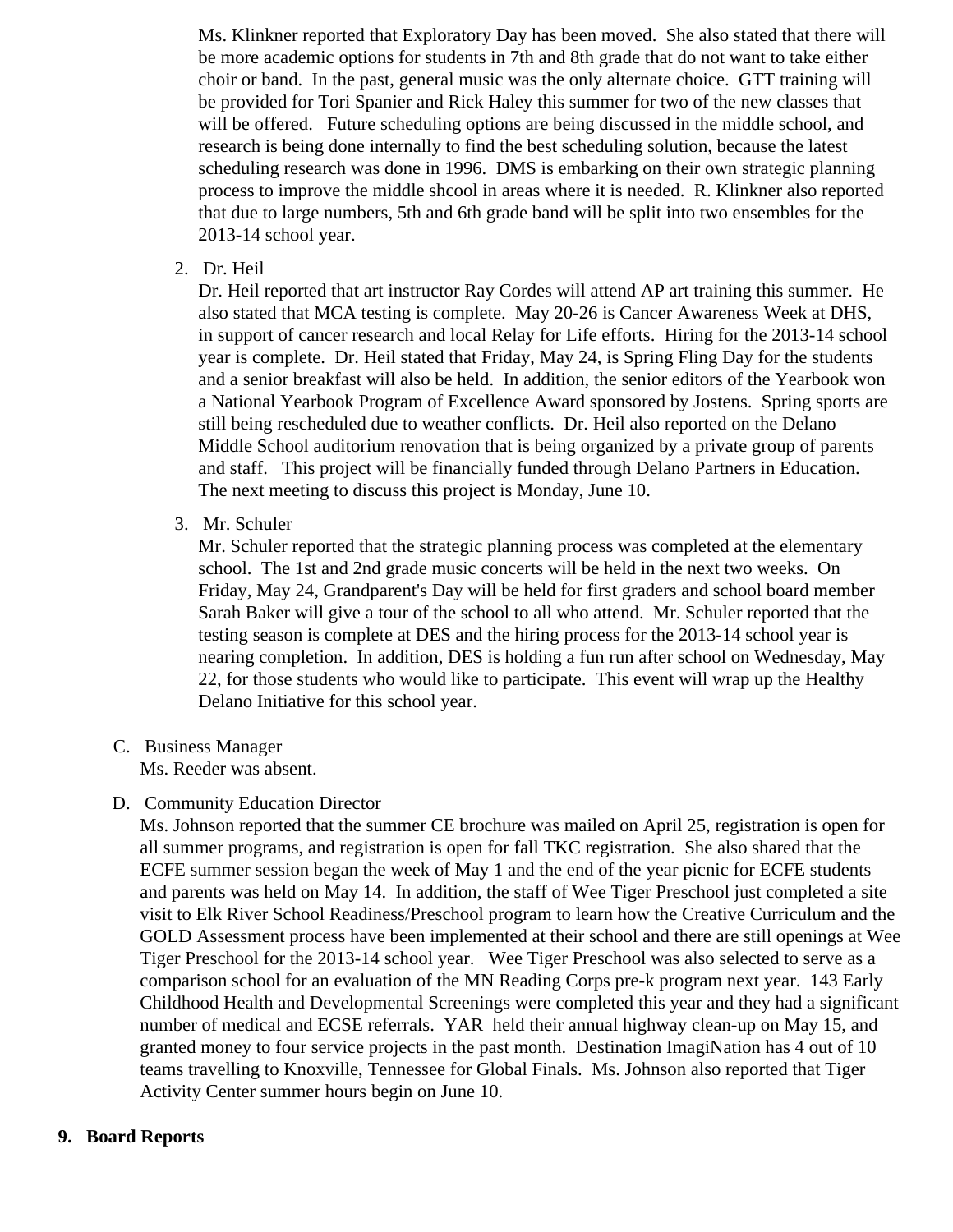Ms. Klinkner reported that Exploratory Day has been moved. She also stated that there will be more academic options for students in 7th and 8th grade that do not want to take either choir or band. In the past, general music was the only alternate choice. GTT training will be provided for Tori Spanier and Rick Haley this summer for two of the new classes that will be offered. Future scheduling options are being discussed in the middle school, and research is being done internally to find the best scheduling solution, because the latest scheduling research was done in 1996. DMS is embarking on their own strategic planning process to improve the middle shcool in areas where it is needed. R. Klinkner also reported that due to large numbers, 5th and 6th grade band will be split into two ensembles for the 2013-14 school year.

2. Dr. Heil
   Dr. Heil reported that art instructor Ray Cordes will attend AP art training this summer. He also stated that MCA testing is complete. May 20-26 is Cancer Awareness Week at DHS, in support of cancer research and local Relay for Life efforts. Hiring for the 2013-14 school year is complete. Dr. Heil stated that Friday, May 24, is Spring Fling Day for the students and a senior breakfast will also be held. In addition, the senior editors of the Yearbook won a National Yearbook Program of Excellence Award sponsored by Jostens. Spring sports are still being rescheduled due to weather conflicts. Dr. Heil also reported on the Delano Middle School auditorium renovation that is being organized by a private group of parents and staff. This project will be financially funded through Delano Partners in Education. The next meeting to discuss this project is Monday, June 10.

3. Mr. Schuler
   Mr. Schuler reported that the strategic planning process was completed at the elementary school. The 1st and 2nd grade music concerts will be held in the next two weeks. On Friday, May 24, Grandparent's Day will be held for first graders and school board member Sarah Baker will give a tour of the school to all who attend. Mr. Schuler reported that the testing season is complete at DES and the hiring process for the 2013-14 school year is nearing completion. In addition, DES is holding a fun run after school on Wednesday, May 22, for those students who would like to participate. This event will wrap up the Healthy Delano Initiative for this school year.

C. Business Manager
   Ms. Reeder was absent.

D. Community Education Director
   Ms. Johnson reported that the summer CE brochure was mailed on April 25, registration is open for all summer programs, and registration is open for fall TKC registration. She also shared that the ECFE summer session began the week of May 1 and the end of the year picnic for ECFE students and parents was held on May 14. In addition, the staff of Wee Tiger Preschool just completed a site visit to Elk River School Readiness/Preschool program to learn how the Creative Curriculum and the GOLD Assessment process have been implemented at their school and there are still openings at Wee Tiger Preschool for the 2013-14 school year. Wee Tiger Preschool was also selected to serve as a comparison school for an evaluation of the MN Reading Corps pre-k program next year. 143 Early Childhood Health and Developmental Screenings were completed this year and they had a significant number of medical and ECSE referrals. YAR held their annual highway clean-up on May 15, and granted money to four service projects in the past month. Destination ImagiNation has 4 out of 10 teams travelling to Knoxville, Tennessee for Global Finals. Ms. Johnson also reported that Tiger Activity Center summer hours begin on June 10.

**9. Board Reports**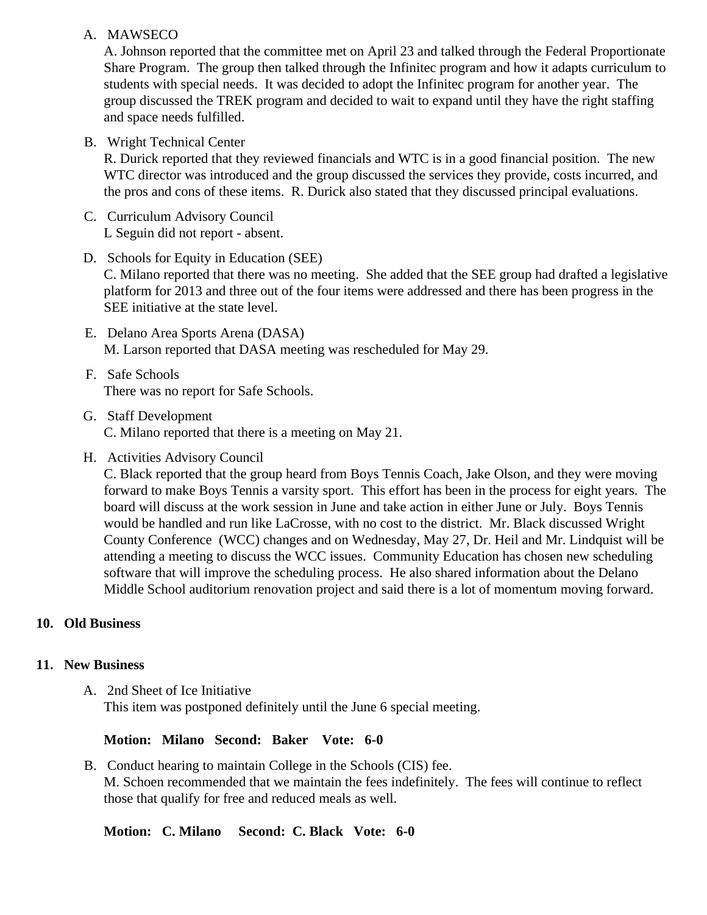A. MAWSECO

   A. Johnson reported that the committee met on April 23 and talked through the Federal Proportionate Share Program. The group then talked through the Infinitec program and how it adapts curriculum to students with special needs. It was decided to adopt the Infinitec program for another year. The group discussed the TREK program and decided to wait to expand until they have the right staffing and space needs fulfilled.

B. Wright Technical Center

   R. Durick reported that they reviewed financials and WTC is in a good financial position. The new WTC director was introduced and the group discussed the services they provide, costs incurred, and the pros and cons of these items. R. Durick also stated that they discussed principal evaluations.

C. Curriculum Advisory Council

   L Seguin did not report - absent.

D. Schools for Equity in Education (SEE)

   C. Milano reported that there was no meeting. She added that the SEE group had drafted a legislative platform for 2013 and three out of the four items were addressed and there has been progress in the SEE initiative at the state level.

E. Delano Area Sports Arena (DASA)

   M. Larson reported that DASA meeting was rescheduled for May 29.

F. Safe Schools

   There was no report for Safe Schools.

G. Staff Development

   C. Milano reported that there is a meeting on May 21.

H. Activities Advisory Council

   C. Black reported that the group heard from Boys Tennis Coach, Jake Olson, and they were moving forward to make Boys Tennis a varsity sport. This effort has been in the process for eight years. The board will discuss at the work session in June and take action in either June or July. Boys Tennis would be handled and run like LaCrosse, with no cost to the district. Mr. Black discussed Wright County Conference (WCC) changes and on Wednesday, May 27, Dr. Heil and Mr. Lindquist will be attending a meeting to discuss the WCC issues. Community Education has chosen new scheduling software that will improve the scheduling process. He also shared information about the Delano Middle School auditorium renovation project and said there is a lot of momentum moving forward.

## 10. Old Business

## 11. New Business

A. 2nd Sheet of Ice Initiative

   This item was postponed definitely until the June 6 special meeting.

   **Motion: Milano Second: Baker Vote: 6-0**

B. Conduct hearing to maintain College in the Schools (CIS) fee.

   M. Schoen recommended that we maintain the fees indefinitely. The fees will continue to reflect those that qualify for free and reduced meals as well.

   **Motion: C. Milano Second: C. Black Vote: 6-0**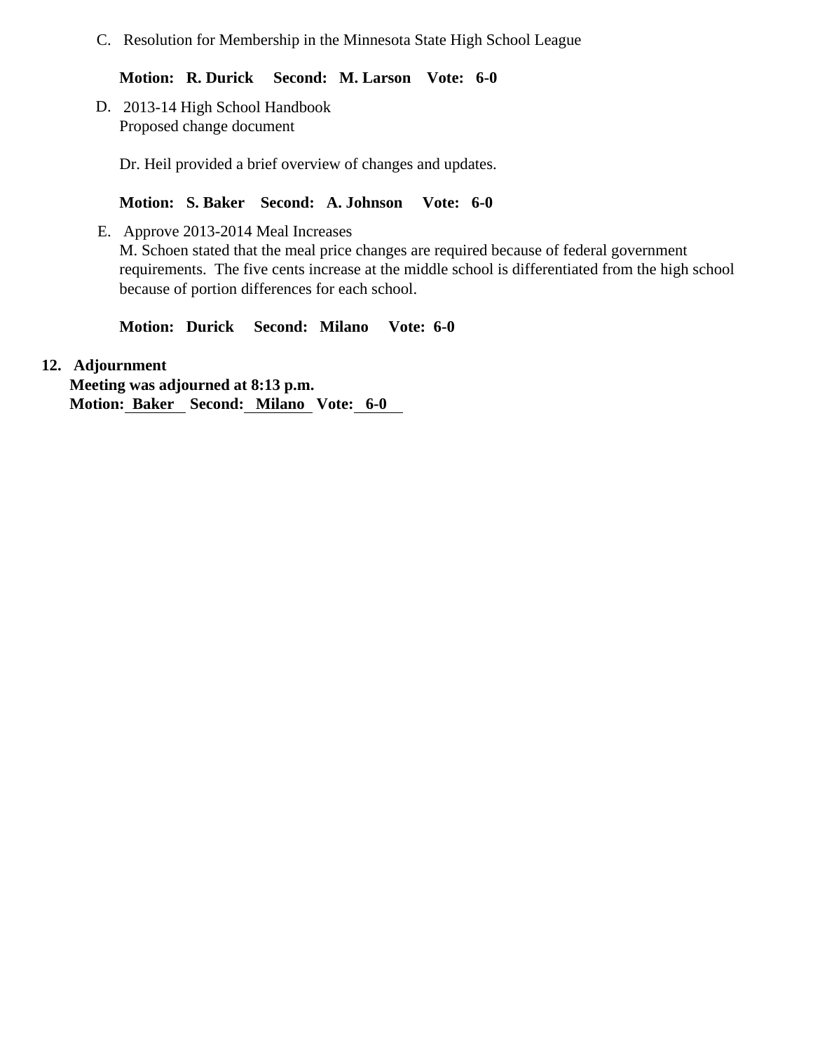C. Resolution for Membership in the Minnesota State High School League

**Motion: R. Durick Second: M. Larson Vote: 6-0**

D. 2013-14 High School Handbook
Proposed change document

Dr. Heil provided a brief overview of changes and updates.

**Motion: S. Baker Second: A. Johnson Vote: 6-0**

E. Approve 2013-2014 Meal Increases
M. Schoen stated that the meal price changes are required because of federal government requirements. The five cents increase at the middle school is differentiated from the high school because of portion differences for each school.

**Motion: Durick Second: Milano Vote: 6-0**

**12. Adjournment**
**Meeting was adjourned at 8:13 p.m.**
**Motion: Baker Second: Milano Vote: 6-0**